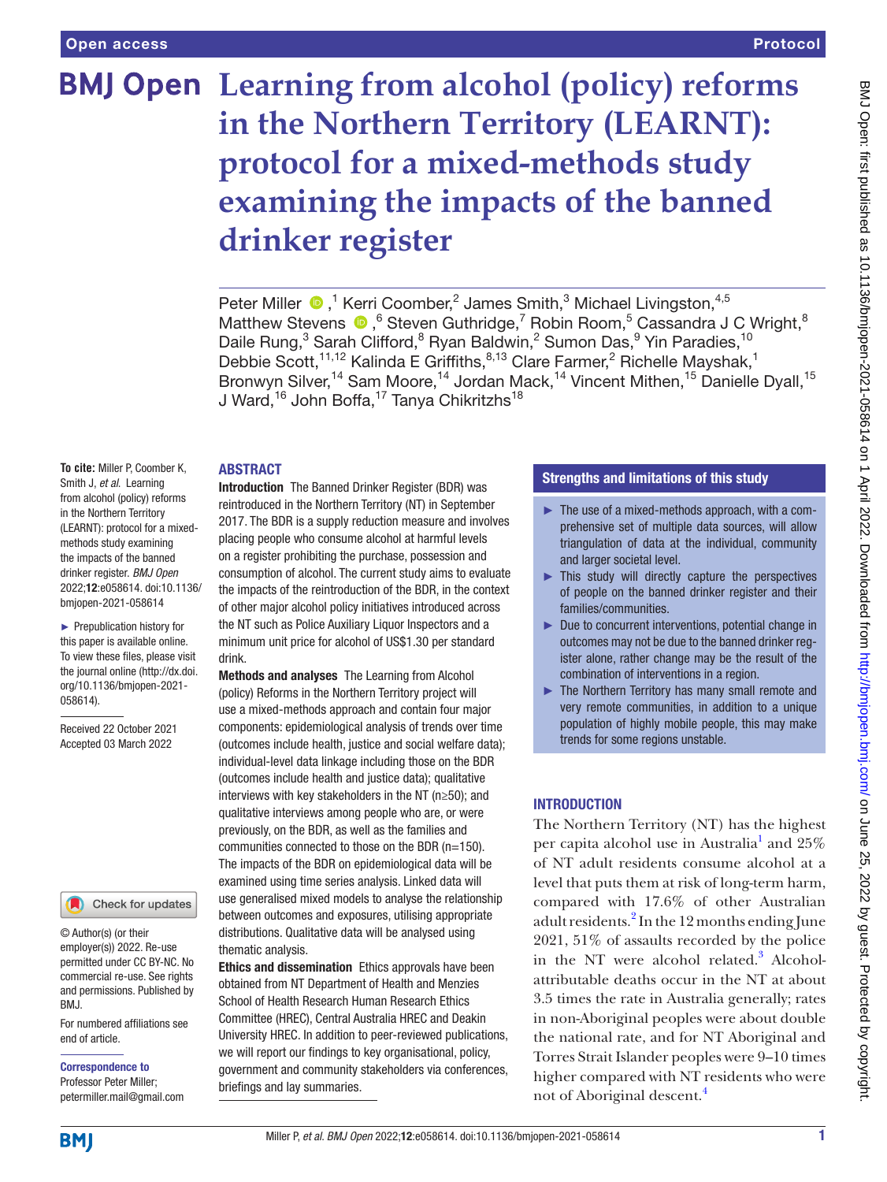# Learning from alcohol (policy) reforms in the Northern Territory (LEARNT): protocol for a mixed-methods study examining the impacts of the banned drinker register

Peter Miller [1], Kerri Coomber,[2] James Smith,[3] Michael Livingston,[4,5] Matthew Stevens [6], Steven Guthridge,[7] Robin Room,[5] Cassandra J C Wright,[8] Daile Rung,[3] Sarah Clifford,[8] Ryan Baldwin,[2] Sumon Das,[9] Yin Paradies,[10] Debbie Scott,[11,12] Kalinda E Griffiths,[8,13] Clare Farmer,[2] Richelle Mayshak,[1] Bronwyn Silver,[14] Sam Moore,[14] Jordan Mack,[14] Vincent Mithen,[15] Danielle Dyall,[15] J Ward,[16] John Boffa,[17] Tanya Chikritzhs[18]

**To cite:** Miller P, Coomber K, Smith J, *et al*. Learning from alcohol (policy) reforms in the Northern Territory (LEARNT): protocol for a mixed-methods study examining the impacts of the banned drinker register. *BMJ Open* 2022;**12**:e058614. doi:10.1136/bmjopen-2021-058614

► Prepublication history for this paper is available online. To view these files, please visit the journal online (http://dx.doi.org/10.1136/bmjopen-2021-058614).

Received 22 October 2021
Accepted 03 March 2022

© Author(s) (or their employer(s)) 2022. Re-use permitted under CC BY-NC. No commercial re-use. See rights and permissions. Published by BMJ.

For numbered affiliations see end of article.

**Correspondence to**
Professor Peter Miller;
petermiller.mail@gmail.com

## ABSTRACT

**Introduction** The Banned Drinker Register (BDR) was reintroduced in the Northern Territory (NT) in September 2017. The BDR is a supply reduction measure and involves placing people who consume alcohol at harmful levels on a register prohibiting the purchase, possession and consumption of alcohol. The current study aims to evaluate the impacts of the reintroduction of the BDR, in the context of other major alcohol policy initiatives introduced across the NT such as Police Auxiliary Liquor Inspectors and a minimum unit price for alcohol of US$1.30 per standard drink.

**Methods and analyses** The Learning from Alcohol (policy) Reforms in the Northern Territory project will use a mixed-methods approach and contain four major components: epidemiological analysis of trends over time (outcomes include health, justice and social welfare data); individual-level data linkage including those on the BDR (outcomes include health and justice data); qualitative interviews with key stakeholders in the NT (n≥50); and qualitative interviews among people who are, or were previously, on the BDR, as well as the families and communities connected to those on the BDR (n=150). The impacts of the BDR on epidemiological data will be examined using time series analysis. Linked data will use generalised mixed models to analyse the relationship between outcomes and exposures, utilising appropriate distributions. Qualitative data will be analysed using thematic analysis.

**Ethics and dissemination** Ethics approvals have been obtained from NT Department of Health and Menzies School of Health Research Human Research Ethics Committee (HREC), Central Australia HREC and Deakin University HREC. In addition to peer-reviewed publications, we will report our findings to key organisational, policy, government and community stakeholders via conferences, briefings and lay summaries.

## Strengths and limitations of this study

- ► The use of a mixed-methods approach, with a comprehensive set of multiple data sources, will allow triangulation of data at the individual, community and larger societal level.
- ► This study will directly capture the perspectives of people on the banned drinker register and their families/communities.
- ► Due to concurrent interventions, potential change in outcomes may not be due to the banned drinker register alone, rather change may be the result of the combination of interventions in a region.
- ► The Northern Territory has many small remote and very remote communities, in addition to a unique population of highly mobile people, this may make trends for some regions unstable.

## INTRODUCTION

The Northern Territory (NT) has the highest per capita alcohol use in Australia[1] and 25% of NT adult residents consume alcohol at a level that puts them at risk of long-term harm, compared with 17.6% of other Australian adult residents.[2] In the 12 months ending June 2021, 51% of assaults recorded by the police in the NT were alcohol related.[3] Alcohol-attributable deaths occur in the NT at about 3.5 times the rate in Australia generally; rates in non-Aboriginal peoples were about double the national rate, and for NT Aboriginal and Torres Strait Islander peoples were 9–10 times higher compared with NT residents who were not of Aboriginal descent.[4]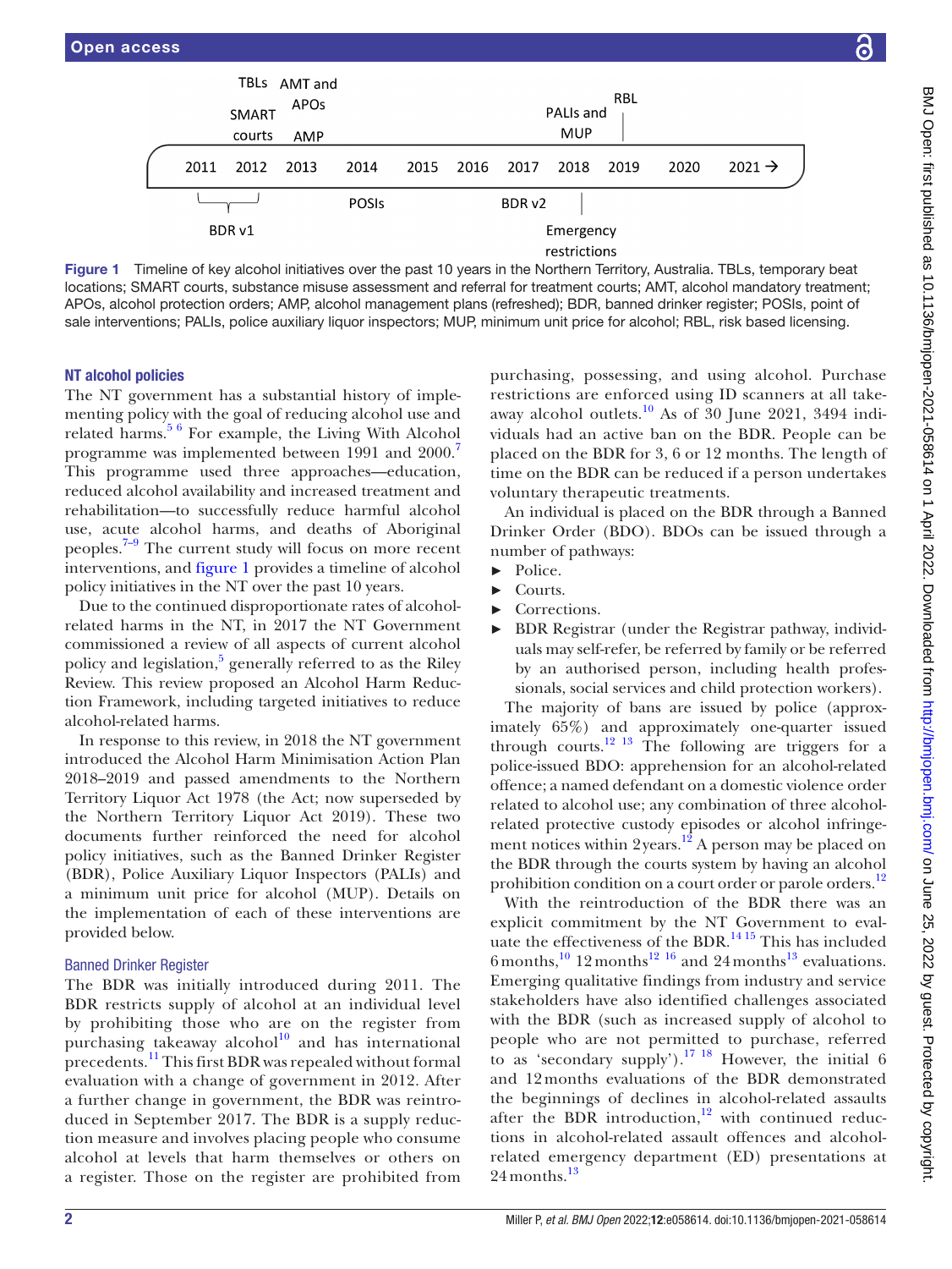TBLs, SMART courts (2012); AMT and APOs, AMP (2013); BDR v1 (2011–2012); POSIs (2014); BDR v2 (2017); PALIs and MUP (2018); Emergency restrictions (2018); RBL (2019); 2020; 2021 →

Figure 1 Timeline of key alcohol initiatives over the past 10 years in the Northern Territory, Australia. TBLs, temporary beat locations; SMART courts, substance misuse assessment and referral for treatment courts; AMT, alcohol mandatory treatment; APOs, alcohol protection orders; AMP, alcohol management plans (refreshed); BDR, banned drinker register; POSIs, point of sale interventions; PALIs, police auxiliary liquor inspectors; MUP, minimum unit price for alcohol; RBL, risk based licensing.

## NT alcohol policies

The NT government has a substantial history of implementing policy with the goal of reducing alcohol use and related harms.[5 6] For example, the Living With Alcohol programme was implemented between 1991 and 2000.[7] This programme used three approaches—education, reduced alcohol availability and increased treatment and rehabilitation—to successfully reduce harmful alcohol use, acute alcohol harms, and deaths of Aboriginal peoples.[7–9] The current study will focus on more recent interventions, and figure 1 provides a timeline of alcohol policy initiatives in the NT over the past 10 years.

Due to the continued disproportionate rates of alcohol-related harms in the NT, in 2017 the NT Government commissioned a review of all aspects of current alcohol policy and legislation,[5] generally referred to as the Riley Review. This review proposed an Alcohol Harm Reduction Framework, including targeted initiatives to reduce alcohol-related harms.

In response to this review, in 2018 the NT government introduced the Alcohol Harm Minimisation Action Plan 2018–2019 and passed amendments to the Northern Territory Liquor Act 1978 (the Act; now superseded by the Northern Territory Liquor Act 2019). These two documents further reinforced the need for alcohol policy initiatives, such as the Banned Drinker Register (BDR), Police Auxiliary Liquor Inspectors (PALIs) and a minimum unit price for alcohol (MUP). Details on the implementation of each of these interventions are provided below.

### Banned Drinker Register

The BDR was initially introduced during 2011. The BDR restricts supply of alcohol at an individual level by prohibiting those who are on the register from purchasing takeaway alcohol[10] and has international precedents.[11] This first BDR was repealed without formal evaluation with a change of government in 2012. After a further change in government, the BDR was reintroduced in September 2017. The BDR is a supply reduction measure and involves placing people who consume alcohol at levels that harm themselves or others on a register. Those on the register are prohibited from purchasing, possessing, and using alcohol. Purchase restrictions are enforced using ID scanners at all takeaway alcohol outlets.[10] As of 30 June 2021, 3494 individuals had an active ban on the BDR. People can be placed on the BDR for 3, 6 or 12 months. The length of time on the BDR can be reduced if a person undertakes voluntary therapeutic treatments.

An individual is placed on the BDR through a Banned Drinker Order (BDO). BDOs can be issued through a number of pathways:

- Police.
- Courts.
- Corrections.
- BDR Registrar (under the Registrar pathway, individuals may self-refer, be referred by family or be referred by an authorised person, including health professionals, social services and child protection workers).

The majority of bans are issued by police (approximately 65%) and approximately one-quarter issued through courts.[12 13] The following are triggers for a police-issued BDO: apprehension for an alcohol-related offence; a named defendant on a domestic violence order related to alcohol use; any combination of three alcohol-related protective custody episodes or alcohol infringement notices within 2 years.[12] A person may be placed on the BDR through the courts system by having an alcohol prohibition condition on a court order or parole orders.[12]

With the reintroduction of the BDR there was an explicit commitment by the NT Government to evaluate the effectiveness of the BDR.[14 15] This has included 6 months,[10] 12 months[12 16] and 24 months[13] evaluations. Emerging qualitative findings from industry and service stakeholders have also identified challenges associated with the BDR (such as increased supply of alcohol to people who are not permitted to purchase, referred to as 'secondary supply').[17 18] However, the initial 6 and 12 months evaluations of the BDR demonstrated the beginnings of declines in alcohol-related assaults after the BDR introduction,[12] with continued reductions in alcohol-related assault offences and alcohol-related emergency department (ED) presentations at 24 months.[13]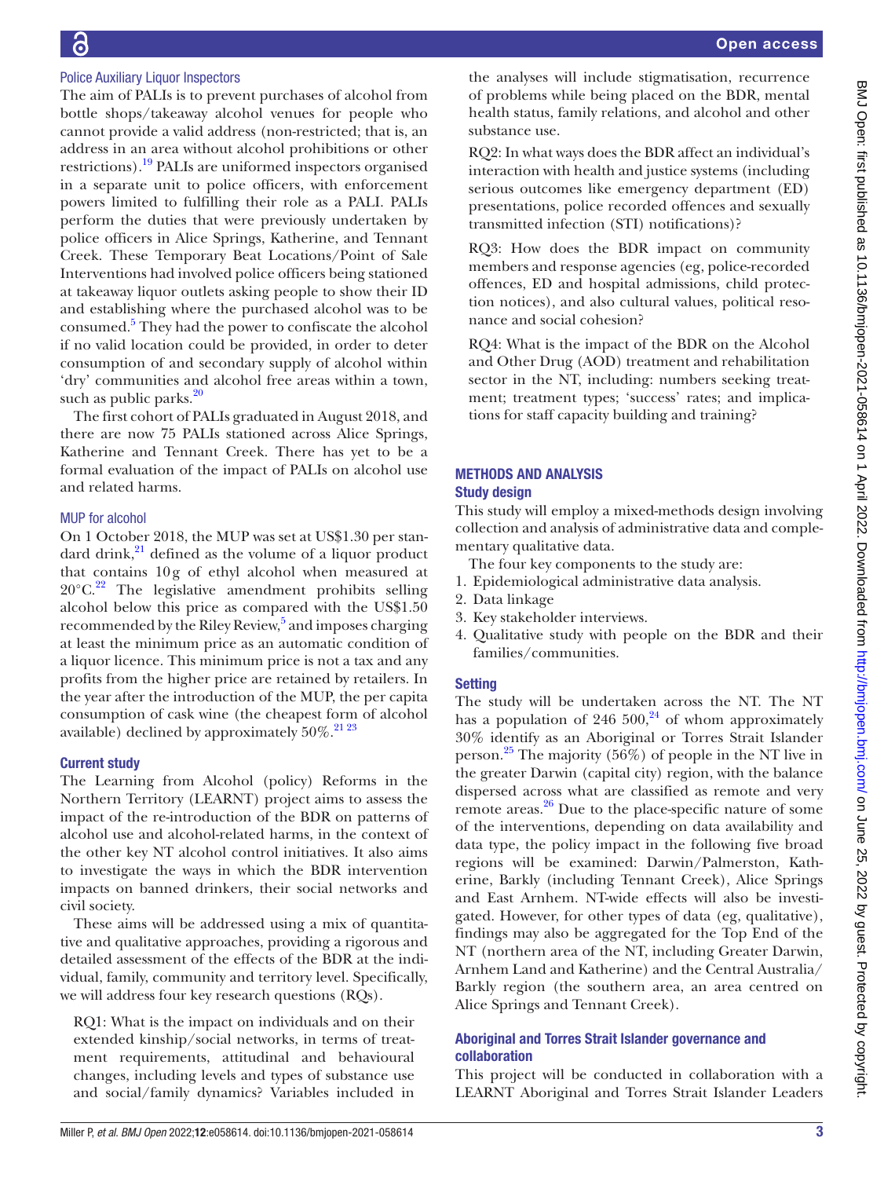### Police Auxiliary Liquor Inspectors

The aim of PALIs is to prevent purchases of alcohol from bottle shops/takeaway alcohol venues for people who cannot provide a valid address (non-restricted; that is, an address in an area without alcohol prohibitions or other restrictions).[19] PALIs are uniformed inspectors organised in a separate unit to police officers, with enforcement powers limited to fulfilling their role as a PALI. PALIs perform the duties that were previously undertaken by police officers in Alice Springs, Katherine, and Tennant Creek. These Temporary Beat Locations/Point of Sale Interventions had involved police officers being stationed at takeaway liquor outlets asking people to show their ID and establishing where the purchased alcohol was to be consumed.[5] They had the power to confiscate the alcohol if no valid location could be provided, in order to deter consumption of and secondary supply of alcohol within 'dry' communities and alcohol free areas within a town, such as public parks.[20]

The first cohort of PALIs graduated in August 2018, and there are now 75 PALIs stationed across Alice Springs, Katherine and Tennant Creek. There has yet to be a formal evaluation of the impact of PALIs on alcohol use and related harms.

### MUP for alcohol

On 1 October 2018, the MUP was set at US$1.30 per standard drink,[21] defined as the volume of a liquor product that contains 10 g of ethyl alcohol when measured at 20°C.[22] The legislative amendment prohibits selling alcohol below this price as compared with the US$1.50 recommended by the Riley Review,[5] and imposes charging at least the minimum price as an automatic condition of a liquor licence. This minimum price is not a tax and any profits from the higher price are retained by retailers. In the year after the introduction of the MUP, the per capita consumption of cask wine (the cheapest form of alcohol available) declined by approximately 50%.[21,23]

### Current study

The Learning from Alcohol (policy) Reforms in the Northern Territory (LEARNT) project aims to assess the impact of the re-introduction of the BDR on patterns of alcohol use and alcohol-related harms, in the context of the other key NT alcohol control initiatives. It also aims to investigate the ways in which the BDR intervention impacts on banned drinkers, their social networks and civil society.

These aims will be addressed using a mix of quantitative and qualitative approaches, providing a rigorous and detailed assessment of the effects of the BDR at the individual, family, community and territory level. Specifically, we will address four key research questions (RQs).

RQ1: What is the impact on individuals and on their extended kinship/social networks, in terms of treatment requirements, attitudinal and behavioural changes, including levels and types of substance use and social/family dynamics? Variables included in the analyses will include stigmatisation, recurrence of problems while being placed on the BDR, mental health status, family relations, and alcohol and other substance use.

RQ2: In what ways does the BDR affect an individual's interaction with health and justice systems (including serious outcomes like emergency department (ED) presentations, police recorded offences and sexually transmitted infection (STI) notifications)?

RQ3: How does the BDR impact on community members and response agencies (eg, police-recorded offences, ED and hospital admissions, child protection notices), and also cultural values, political resonance and social cohesion?

RQ4: What is the impact of the BDR on the Alcohol and Other Drug (AOD) treatment and rehabilitation sector in the NT, including: numbers seeking treatment; treatment types; 'success' rates; and implications for staff capacity building and training?

## METHODS AND ANALYSIS

### Study design

This study will employ a mixed-methods design involving collection and analysis of administrative data and complementary qualitative data.

The four key components to the study are:

1. Epidemiological administrative data analysis.
2. Data linkage
3. Key stakeholder interviews.
4. Qualitative study with people on the BDR and their families/communities.

### Setting

The study will be undertaken across the NT. The NT has a population of 246 500,[24] of whom approximately 30% identify as an Aboriginal or Torres Strait Islander person.[25] The majority (56%) of people in the NT live in the greater Darwin (capital city) region, with the balance dispersed across what are classified as remote and very remote areas.[26] Due to the place-specific nature of some of the interventions, depending on data availability and data type, the policy impact in the following five broad regions will be examined: Darwin/Palmerston, Katherine, Barkly (including Tennant Creek), Alice Springs and East Arnhem. NT-wide effects will also be investigated. However, for other types of data (eg, qualitative), findings may also be aggregated for the Top End of the NT (northern area of the NT, including Greater Darwin, Arnhem Land and Katherine) and the Central Australia/Barkly region (the southern area, an area centred on Alice Springs and Tennant Creek).

### Aboriginal and Torres Strait Islander governance and collaboration

This project will be conducted in collaboration with a LEARNT Aboriginal and Torres Strait Islander Leaders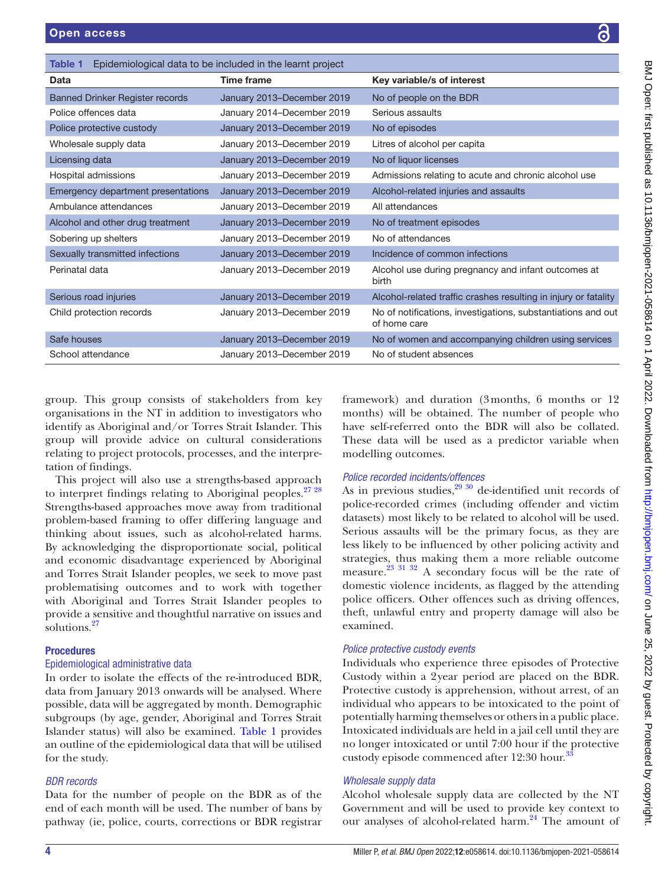Table 1 Epidemiological data to be included in the learnt project

| Data | Time frame | Key variable/s of interest |
|---|---|---|
| Banned Drinker Register records | January 2013–December 2019 | No of people on the BDR |
| Police offences data | January 2014–December 2019 | Serious assaults |
| Police protective custody | January 2013–December 2019 | No of episodes |
| Wholesale supply data | January 2013–December 2019 | Litres of alcohol per capita |
| Licensing data | January 2013–December 2019 | No of liquor licenses |
| Hospital admissions | January 2013–December 2019 | Admissions relating to acute and chronic alcohol use |
| Emergency department presentations | January 2013–December 2019 | Alcohol-related injuries and assaults |
| Ambulance attendances | January 2013–December 2019 | All attendances |
| Alcohol and other drug treatment | January 2013–December 2019 | No of treatment episodes |
| Sobering up shelters | January 2013–December 2019 | No of attendances |
| Sexually transmitted infections | January 2013–December 2019 | Incidence of common infections |
| Perinatal data | January 2013–December 2019 | Alcohol use during pregnancy and infant outcomes at birth |
| Serious road injuries | January 2013–December 2019 | Alcohol-related traffic crashes resulting in injury or fatality |
| Child protection records | January 2013–December 2019 | No of notifications, investigations, substantiations and out of home care |
| Safe houses | January 2013–December 2019 | No of women and accompanying children using services |
| School attendance | January 2013–December 2019 | No of student absences |

group. This group consists of stakeholders from key organisations in the NT in addition to investigators who identify as Aboriginal and/or Torres Strait Islander. This group will provide advice on cultural considerations relating to project protocols, processes, and the interpretation of findings.

This project will also use a strengths-based approach to interpret findings relating to Aboriginal peoples.[27 28] Strengths-based approaches move away from traditional problem-based framing to offer differing language and thinking about issues, such as alcohol-related harms. By acknowledging the disproportionate social, political and economic disadvantage experienced by Aboriginal and Torres Strait Islander peoples, we seek to move past problematising outcomes and to work with together with Aboriginal and Torres Strait Islander peoples to provide a sensitive and thoughtful narrative on issues and solutions.[27]

## Procedures

### Epidemiological administrative data

In order to isolate the effects of the re-introduced BDR, data from January 2013 onwards will be analysed. Where possible, data will be aggregated by month. Demographic subgroups (by age, gender, Aboriginal and Torres Strait Islander status) will also be examined. Table 1 provides an outline of the epidemiological data that will be utilised for the study.

#### *BDR records*

Data for the number of people on the BDR as of the end of each month will be used. The number of bans by pathway (ie, police, courts, corrections or BDR registrar framework) and duration (3 months, 6 months or 12 months) will be obtained. The number of people who have self-referred onto the BDR will also be collated. These data will be used as a predictor variable when modelling outcomes.

#### *Police recorded incidents/offences*

As in previous studies,[29 30] de-identified unit records of police-recorded crimes (including offender and victim datasets) most likely to be related to alcohol will be used. Serious assaults will be the primary focus, as they are less likely to be influenced by other policing activity and strategies, thus making them a more reliable outcome measure.[23 31 32] A secondary focus will be the rate of domestic violence incidents, as flagged by the attending police officers. Other offences such as driving offences, theft, unlawful entry and property damage will also be examined.

#### *Police protective custody events*

Individuals who experience three episodes of Protective Custody within a 2 year period are placed on the BDR. Protective custody is apprehension, without arrest, of an individual who appears to be intoxicated to the point of potentially harming themselves or others in a public place. Intoxicated individuals are held in a jail cell until they are no longer intoxicated or until 7:00 hour if the protective custody episode commenced after 12:30 hour.[33]

#### *Wholesale supply data*

Alcohol wholesale supply data are collected by the NT Government and will be used to provide key context to our analyses of alcohol-related harm.[24] The amount of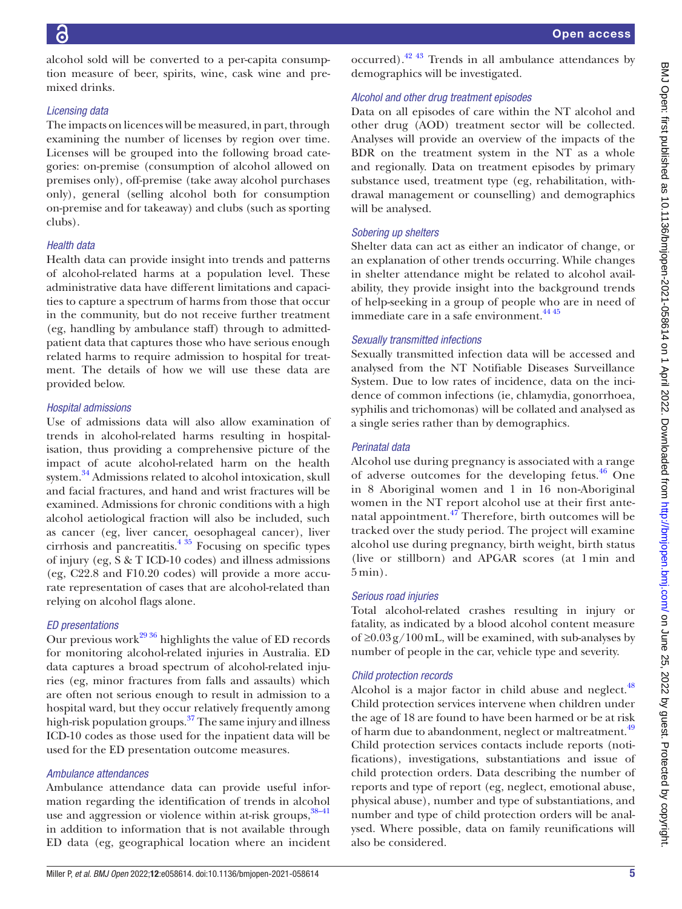alcohol sold will be converted to a per-capita consumption measure of beer, spirits, wine, cask wine and premixed drinks.

### Licensing data

The impacts on licences will be measured, in part, through examining the number of licenses by region over time. Licenses will be grouped into the following broad categories: on-premise (consumption of alcohol allowed on premises only), off-premise (take away alcohol purchases only), general (selling alcohol both for consumption on-premise and for takeaway) and clubs (such as sporting clubs).

### Health data

Health data can provide insight into trends and patterns of alcohol-related harms at a population level. These administrative data have different limitations and capacities to capture a spectrum of harms from those that occur in the community, but do not receive further treatment (eg, handling by ambulance staff) through to admitted-patient data that captures those who have serious enough related harms to require admission to hospital for treatment. The details of how we will use these data are provided below.

### Hospital admissions

Use of admissions data will also allow examination of trends in alcohol-related harms resulting in hospitalisation, thus providing a comprehensive picture of the impact of acute alcohol-related harm on the health system.[34] Admissions related to alcohol intoxication, skull and facial fractures, and hand and wrist fractures will be examined. Admissions for chronic conditions with a high alcohol aetiological fraction will also be included, such as cancer (eg, liver cancer, oesophageal cancer), liver cirrhosis and pancreatitis.[4 35] Focusing on specific types of injury (eg, S & T ICD-10 codes) and illness admissions (eg, C22.8 and F10.20 codes) will provide a more accurate representation of cases that are alcohol-related than relying on alcohol flags alone.

### ED presentations

Our previous work[29 36] highlights the value of ED records for monitoring alcohol-related injuries in Australia. ED data captures a broad spectrum of alcohol-related injuries (eg, minor fractures from falls and assaults) which are often not serious enough to result in admission to a hospital ward, but they occur relatively frequently among high-risk population groups.[37] The same injury and illness ICD-10 codes as those used for the inpatient data will be used for the ED presentation outcome measures.

### Ambulance attendances

Ambulance attendance data can provide useful information regarding the identification of trends in alcohol use and aggression or violence within at-risk groups,[38–41] in addition to information that is not available through ED data (eg, geographical location where an incident occurred).[42 43] Trends in all ambulance attendances by demographics will be investigated.

### Alcohol and other drug treatment episodes

Data on all episodes of care within the NT alcohol and other drug (AOD) treatment sector will be collected. Analyses will provide an overview of the impacts of the BDR on the treatment system in the NT as a whole and regionally. Data on treatment episodes by primary substance used, treatment type (eg, rehabilitation, withdrawal management or counselling) and demographics will be analysed.

### Sobering up shelters

Shelter data can act as either an indicator of change, or an explanation of other trends occurring. While changes in shelter attendance might be related to alcohol availability, they provide insight into the background trends of help-seeking in a group of people who are in need of immediate care in a safe environment.[44 45]

### Sexually transmitted infections

Sexually transmitted infection data will be accessed and analysed from the NT Notifiable Diseases Surveillance System. Due to low rates of incidence, data on the incidence of common infections (ie, chlamydia, gonorrhoea, syphilis and trichomonas) will be collated and analysed as a single series rather than by demographics.

### Perinatal data

Alcohol use during pregnancy is associated with a range of adverse outcomes for the developing fetus.[46] One in 8 Aboriginal women and 1 in 16 non-Aboriginal women in the NT report alcohol use at their first antenatal appointment.[47] Therefore, birth outcomes will be tracked over the study period. The project will examine alcohol use during pregnancy, birth weight, birth status (live or stillborn) and APGAR scores (at 1 min and 5 min).

### Serious road injuries

Total alcohol-related crashes resulting in injury or fatality, as indicated by a blood alcohol content measure of ≥0.03 g/100 mL, will be examined, with sub-analyses by number of people in the car, vehicle type and severity.

### Child protection records

Alcohol is a major factor in child abuse and neglect.[48] Child protection services intervene when children under the age of 18 are found to have been harmed or be at risk of harm due to abandonment, neglect or maltreatment.[49] Child protection services contacts include reports (notifications), investigations, substantiations and issue of child protection orders. Data describing the number of reports and type of report (eg, neglect, emotional abuse, physical abuse), number and type of substantiations, and number and type of child protection orders will be analysed. Where possible, data on family reunifications will also be considered.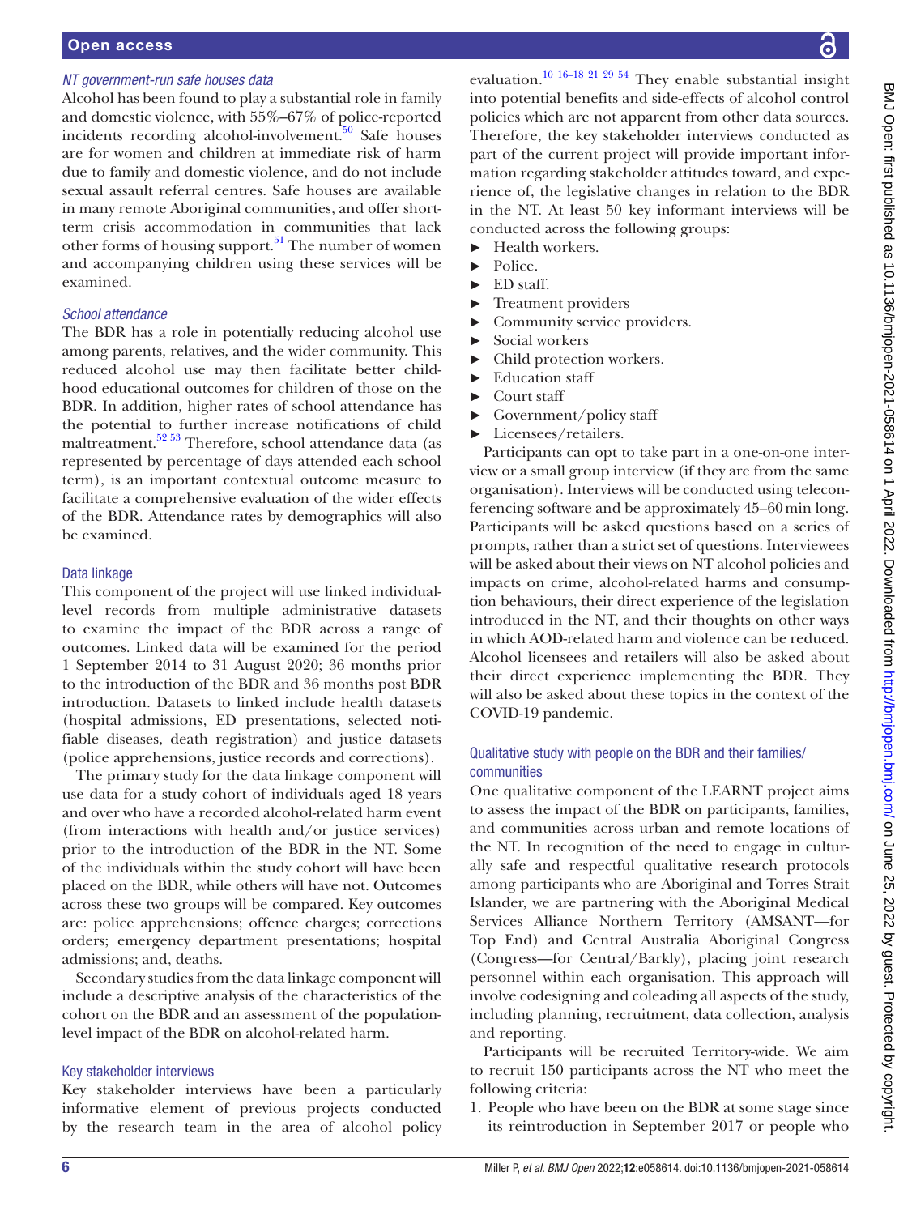### *NT government-run safe houses data*

Alcohol has been found to play a substantial role in family and domestic violence, with 55%–67% of police-reported incidents recording alcohol-involvement.[50] Safe houses are for women and children at immediate risk of harm due to family and domestic violence, and do not include sexual assault referral centres. Safe houses are available in many remote Aboriginal communities, and offer short-term crisis accommodation in communities that lack other forms of housing support.[51] The number of women and accompanying children using these services will be examined.

### *School attendance*

The BDR has a role in potentially reducing alcohol use among parents, relatives, and the wider community. This reduced alcohol use may then facilitate better childhood educational outcomes for children of those on the BDR. In addition, higher rates of school attendance has the potential to further increase notifications of child maltreatment.[52 53] Therefore, school attendance data (as represented by percentage of days attended each school term), is an important contextual outcome measure to facilitate a comprehensive evaluation of the wider effects of the BDR. Attendance rates by demographics will also be examined.

## Data linkage

This component of the project will use linked individual-level records from multiple administrative datasets to examine the impact of the BDR across a range of outcomes. Linked data will be examined for the period 1 September 2014 to 31 August 2020; 36 months prior to the introduction of the BDR and 36 months post BDR introduction. Datasets to linked include health datasets (hospital admissions, ED presentations, selected notifiable diseases, death registration) and justice datasets (police apprehensions, justice records and corrections).

The primary study for the data linkage component will use data for a study cohort of individuals aged 18 years and over who have a recorded alcohol-related harm event (from interactions with health and/or justice services) prior to the introduction of the BDR in the NT. Some of the individuals within the study cohort will have been placed on the BDR, while others will have not. Outcomes across these two groups will be compared. Key outcomes are: police apprehensions; offence charges; corrections orders; emergency department presentations; hospital admissions; and, deaths.

Secondary studies from the data linkage component will include a descriptive analysis of the characteristics of the cohort on the BDR and an assessment of the population-level impact of the BDR on alcohol-related harm.

## Key stakeholder interviews

Key stakeholder interviews have been a particularly informative element of previous projects conducted by the research team in the area of alcohol policy evaluation.[10 16–18 21 29 54] They enable substantial insight into potential benefits and side-effects of alcohol control policies which are not apparent from other data sources. Therefore, the key stakeholder interviews conducted as part of the current project will provide important information regarding stakeholder attitudes toward, and experience of, the legislative changes in relation to the BDR in the NT. At least 50 key informant interviews will be conducted across the following groups:

- Health workers.
- Police.
- ED staff.
- Treatment providers
- Community service providers.
- Social workers
- Child protection workers.
- Education staff
- Court staff
- Government/policy staff
- Licensees/retailers.

Participants can opt to take part in a one-on-one interview or a small group interview (if they are from the same organisation). Interviews will be conducted using teleconferencing software and be approximately 45–60 min long. Participants will be asked questions based on a series of prompts, rather than a strict set of questions. Interviewees will be asked about their views on NT alcohol policies and impacts on crime, alcohol-related harms and consumption behaviours, their direct experience of the legislation introduced in the NT, and their thoughts on other ways in which AOD-related harm and violence can be reduced. Alcohol licensees and retailers will also be asked about their direct experience implementing the BDR. They will also be asked about these topics in the context of the COVID-19 pandemic.

## Qualitative study with people on the BDR and their families/communities

One qualitative component of the LEARNT project aims to assess the impact of the BDR on participants, families, and communities across urban and remote locations of the NT. In recognition of the need to engage in culturally safe and respectful qualitative research protocols among participants who are Aboriginal and Torres Strait Islander, we are partnering with the Aboriginal Medical Services Alliance Northern Territory (AMSANT—for Top End) and Central Australia Aboriginal Congress (Congress—for Central/Barkly), placing joint research personnel within each organisation. This approach will involve codesigning and coleading all aspects of the study, including planning, recruitment, data collection, analysis and reporting.

Participants will be recruited Territory-wide. We aim to recruit 150 participants across the NT who meet the following criteria:

1. People who have been on the BDR at some stage since its reintroduction in September 2017 or people who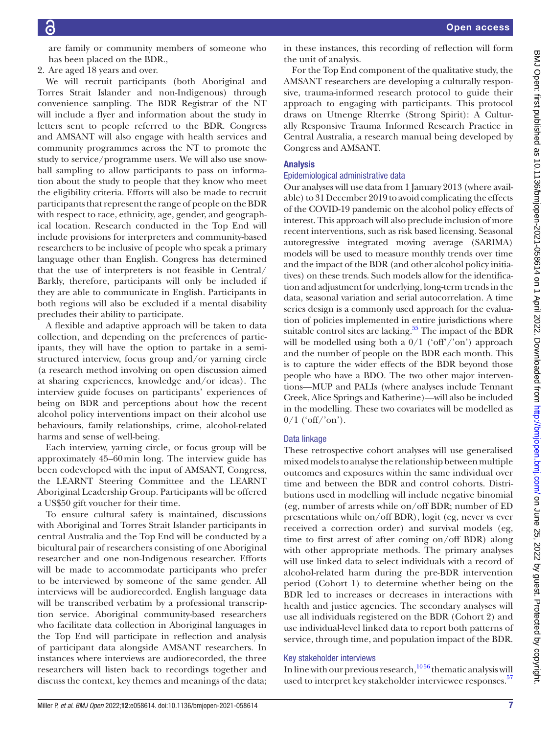are family or community members of someone who has been placed on the BDR.,

2. Are aged 18 years and over.

We will recruit participants (both Aboriginal and Torres Strait Islander and non-Indigenous) through convenience sampling. The BDR Registrar of the NT will include a flyer and information about the study in letters sent to people referred to the BDR. Congress and AMSANT will also engage with health services and community programmes across the NT to promote the study to service/programme users. We will also use snowball sampling to allow participants to pass on information about the study to people that they know who meet the eligibility criteria. Efforts will also be made to recruit participants that represent the range of people on the BDR with respect to race, ethnicity, age, gender, and geographical location. Research conducted in the Top End will include provisions for interpreters and community-based researchers to be inclusive of people who speak a primary language other than English. Congress has determined that the use of interpreters is not feasible in Central/Barkly, therefore, participants will only be included if they are able to communicate in English. Participants in both regions will also be excluded if a mental disability precludes their ability to participate.

A flexible and adaptive approach will be taken to data collection, and depending on the preferences of participants, they will have the option to partake in a semi-structured interview, focus group and/or yarning circle (a research method involving on open discussion aimed at sharing experiences, knowledge and/or ideas). The interview guide focuses on participants' experiences of being on BDR and perceptions about how the recent alcohol policy interventions impact on their alcohol use behaviours, family relationships, crime, alcohol-related harms and sense of well-being.

Each interview, yarning circle, or focus group will be approximately 45–60 min long. The interview guide has been codeveloped with the input of AMSANT, Congress, the LEARNT Steering Committee and the LEARNT Aboriginal Leadership Group. Participants will be offered a US$50 gift voucher for their time.

To ensure cultural safety is maintained, discussions with Aboriginal and Torres Strait Islander participants in central Australia and the Top End will be conducted by a bicultural pair of researchers consisting of one Aboriginal researcher and one non-Indigenous researcher. Efforts will be made to accommodate participants who prefer to be interviewed by someone of the same gender. All interviews will be audiorecorded. English language data will be transcribed verbatim by a professional transcription service. Aboriginal community-based researchers who facilitate data collection in Aboriginal languages in the Top End will participate in reflection and analysis of participant data alongside AMSANT researchers. In instances where interviews are audiorecorded, the three researchers will listen back to recordings together and discuss the context, key themes and meanings of the data; in these instances, this recording of reflection will form the unit of analysis.

For the Top End component of the qualitative study, the AMSANT researchers are developing a culturally responsive, trauma-informed research protocol to guide their approach to engaging with participants. This protocol draws on Utnenge Rlterrke (Strong Spirit): A Culturally Responsive Trauma Informed Research Practice in Central Australia, a research manual being developed by Congress and AMSANT.

## Analysis

### Epidemiological administrative data

Our analyses will use data from 1 January 2013 (where available) to 31 December 2019 to avoid complicating the effects of the COVID-19 pandemic on the alcohol policy effects of interest. This approach will also preclude inclusion of more recent interventions, such as risk based licensing. Seasonal autoregressive integrated moving average (SARIMA) models will be used to measure monthly trends over time and the impact of the BDR (and other alcohol policy initiatives) on these trends. Such models allow for the identification and adjustment for underlying, long-term trends in the data, seasonal variation and serial autocorrelation. A time series design is a commonly used approach for the evaluation of policies implemented in entire jurisdictions where suitable control sites are lacking.[55] The impact of the BDR will be modelled using both a 0/1 ('off'/'on') approach and the number of people on the BDR each month. This is to capture the wider effects of the BDR beyond those people who have a BDO. The two other major interventions—MUP and PALIs (where analyses include Tennant Creek, Alice Springs and Katherine)—will also be included in the modelling. These two covariates will be modelled as 0/1 ('off'/'on').

### Data linkage

These retrospective cohort analyses will use generalised mixed models to analyse the relationship between multiple outcomes and exposures within the same individual over time and between the BDR and control cohorts. Distributions used in modelling will include negative binomial (eg, number of arrests while on/off BDR; number of ED presentations while on/off BDR), logit (eg, never vs ever received a correction order) and survival models (eg, time to first arrest of after coming on/off BDR) along with other appropriate methods. The primary analyses will use linked data to select individuals with a record of alcohol-related harm during the pre-BDR intervention period (Cohort 1) to determine whether being on the BDR led to increases or decreases in interactions with health and justice agencies. The secondary analyses will use all individuals registered on the BDR (Cohort 2) and use individual-level linked data to report both patterns of service, through time, and population impact of the BDR.

### Key stakeholder interviews

In line with our previous research,[10,56] thematic analysis will used to interpret key stakeholder interviewee responses.[57]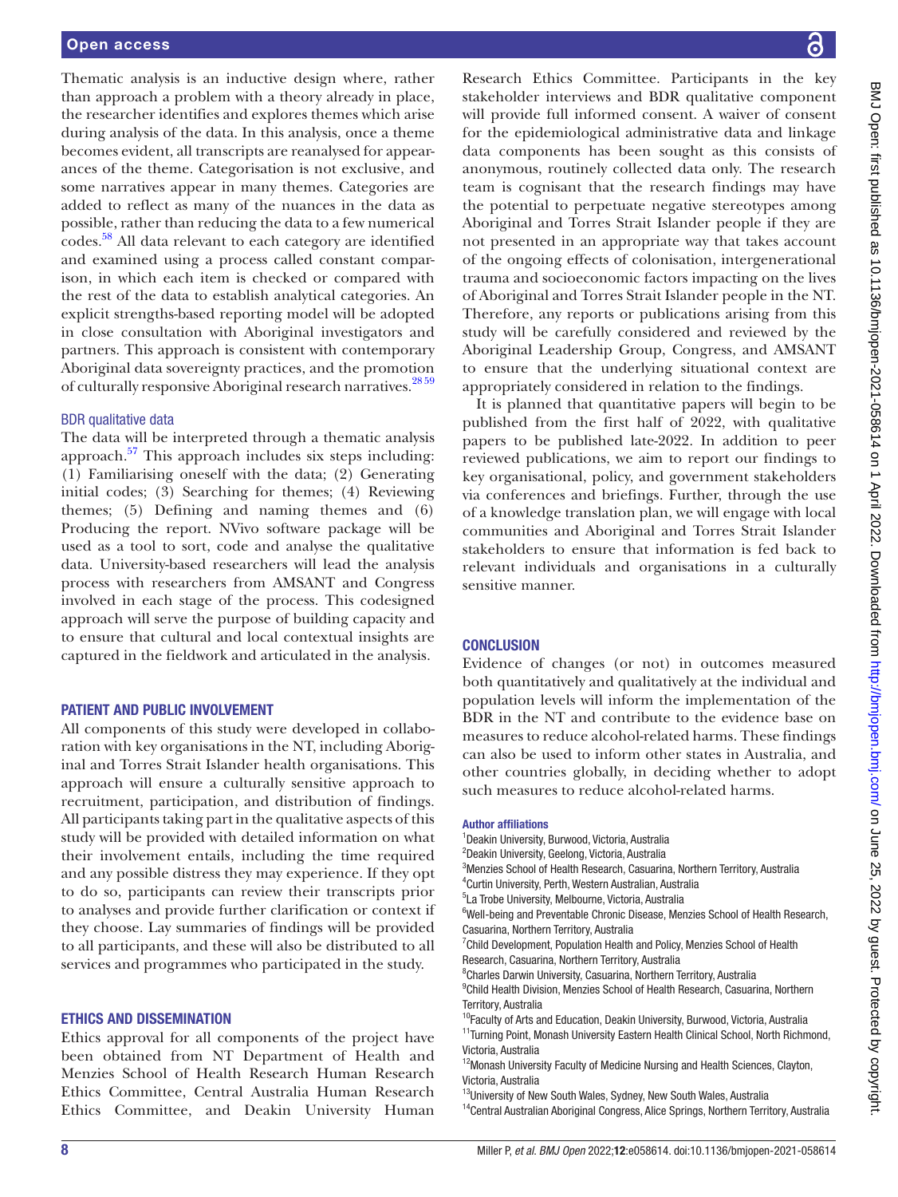Thematic analysis is an inductive design where, rather than approach a problem with a theory already in place, the researcher identifies and explores themes which arise during analysis of the data. In this analysis, once a theme becomes evident, all transcripts are reanalysed for appearances of the theme. Categorisation is not exclusive, and some narratives appear in many themes. Categories are added to reflect as many of the nuances in the data as possible, rather than reducing the data to a few numerical codes.[58] All data relevant to each category are identified and examined using a process called constant comparison, in which each item is checked or compared with the rest of the data to establish analytical categories. An explicit strengths-based reporting model will be adopted in close consultation with Aboriginal investigators and partners. This approach is consistent with contemporary Aboriginal data sovereignty practices, and the promotion of culturally responsive Aboriginal research narratives.[28,59]

### BDR qualitative data

The data will be interpreted through a thematic analysis approach.[57] This approach includes six steps including: (1) Familiarising oneself with the data; (2) Generating initial codes; (3) Searching for themes; (4) Reviewing themes; (5) Defining and naming themes and (6) Producing the report. NVivo software package will be used as a tool to sort, code and analyse the qualitative data. University-based researchers will lead the analysis process with researchers from AMSANT and Congress involved in each stage of the process. This codesigned approach will serve the purpose of building capacity and to ensure that cultural and local contextual insights are captured in the fieldwork and articulated in the analysis.

## PATIENT AND PUBLIC INVOLVEMENT

All components of this study were developed in collaboration with key organisations in the NT, including Aboriginal and Torres Strait Islander health organisations. This approach will ensure a culturally sensitive approach to recruitment, participation, and distribution of findings. All participants taking part in the qualitative aspects of this study will be provided with detailed information on what their involvement entails, including the time required and any possible distress they may experience. If they opt to do so, participants can review their transcripts prior to analyses and provide further clarification or context if they choose. Lay summaries of findings will be provided to all participants, and these will also be distributed to all services and programmes who participated in the study.

## ETHICS AND DISSEMINATION

Ethics approval for all components of the project have been obtained from NT Department of Health and Menzies School of Health Research Human Research Ethics Committee, Central Australia Human Research Ethics Committee, and Deakin University Human Research Ethics Committee. Participants in the key stakeholder interviews and BDR qualitative component will provide full informed consent. A waiver of consent for the epidemiological administrative data and linkage data components has been sought as this consists of anonymous, routinely collected data only. The research team is cognisant that the research findings may have the potential to perpetuate negative stereotypes among Aboriginal and Torres Strait Islander people if they are not presented in an appropriate way that takes account of the ongoing effects of colonisation, intergenerational trauma and socioeconomic factors impacting on the lives of Aboriginal and Torres Strait Islander people in the NT. Therefore, any reports or publications arising from this study will be carefully considered and reviewed by the Aboriginal Leadership Group, Congress, and AMSANT to ensure that the underlying situational context are appropriately considered in relation to the findings.

It is planned that quantitative papers will begin to be published from the first half of 2022, with qualitative papers to be published late-2022. In addition to peer reviewed publications, we aim to report our findings to key organisational, policy, and government stakeholders via conferences and briefings. Further, through the use of a knowledge translation plan, we will engage with local communities and Aboriginal and Torres Strait Islander stakeholders to ensure that information is fed back to relevant individuals and organisations in a culturally sensitive manner.

## CONCLUSION

Evidence of changes (or not) in outcomes measured both quantitatively and qualitatively at the individual and population levels will inform the implementation of the BDR in the NT and contribute to the evidence base on measures to reduce alcohol-related harms. These findings can also be used to inform other states in Australia, and other countries globally, in deciding whether to adopt such measures to reduce alcohol-related harms.

#### Author affiliations

[1]Deakin University, Burwood, Victoria, Australia
[2]Deakin University, Geelong, Victoria, Australia
[3]Menzies School of Health Research, Casuarina, Northern Territory, Australia
[4]Curtin University, Perth, Western Australian, Australia
[5]La Trobe University, Melbourne, Victoria, Australia
[6]Well-being and Preventable Chronic Disease, Menzies School of Health Research, Casuarina, Northern Territory, Australia
[7]Child Development, Population Health and Policy, Menzies School of Health Research, Casuarina, Northern Territory, Australia
[8]Charles Darwin University, Casuarina, Northern Territory, Australia
[9]Child Health Division, Menzies School of Health Research, Casuarina, Northern Territory, Australia
[10]Faculty of Arts and Education, Deakin University, Burwood, Victoria, Australia
[11]Turning Point, Monash University Eastern Health Clinical School, North Richmond, Victoria, Australia
[12]Monash University Faculty of Medicine Nursing and Health Sciences, Clayton, Victoria, Australia
[13]University of New South Wales, Sydney, New South Wales, Australia
[14]Central Australian Aboriginal Congress, Alice Springs, Northern Territory, Australia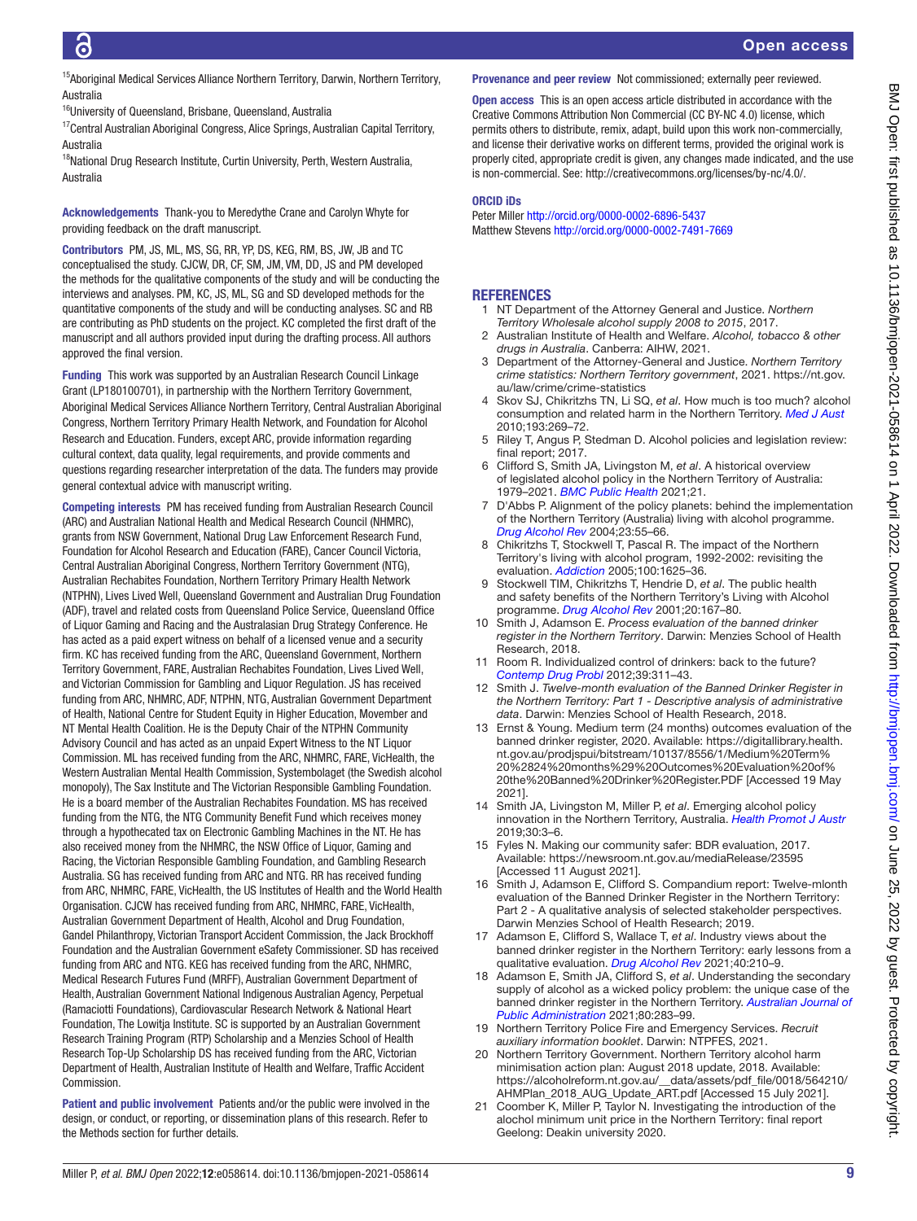[15]Aboriginal Medical Services Alliance Northern Territory, Darwin, Northern Territory, Australia
[16]University of Queensland, Brisbane, Queensland, Australia
[17]Central Australian Aboriginal Congress, Alice Springs, Australian Capital Territory, Australia
[18]National Drug Research Institute, Curtin University, Perth, Western Australia, Australia

**Acknowledgements** Thank-you to Meredythe Crane and Carolyn Whyte for providing feedback on the draft manuscript.

**Contributors** PM, JS, ML, MS, SG, RR, YP, DS, KEG, RM, BS, JW, JB and TC conceptualised the study. CJCW, DR, CF, SM, JM, VM, DD, JS and PM developed the methods for the qualitative components of the study and will be conducting the interviews and analyses. PM, KC, JS, ML, SG and SD developed methods for the quantitative components of the study and will be conducting analyses. SC and RB are contributing as PhD students on the project. KC completed the first draft of the manuscript and all authors provided input during the drafting process. All authors approved the final version.

**Funding** This work was supported by an Australian Research Council Linkage Grant (LP180100701), in partnership with the Northern Territory Government, Aboriginal Medical Services Alliance Northern Territory, Central Australian Aboriginal Congress, Northern Territory Primary Health Network, and Foundation for Alcohol Research and Education. Funders, except ARC, provide information regarding cultural context, data quality, legal requirements, and provide comments and questions regarding researcher interpretation of the data. The funders may provide general contextual advice with manuscript writing.

**Competing interests** PM has received funding from Australian Research Council (ARC) and Australian National Health and Medical Research Council (NHMRC), grants from NSW Government, National Drug Law Enforcement Research Fund, Foundation for Alcohol Research and Education (FARE), Cancer Council Victoria, Central Australian Aboriginal Congress, Northern Territory Government (NTG), Australian Rechabites Foundation, Northern Territory Primary Health Network (NTPHN), Lives Lived Well, Queensland Government and Australian Drug Foundation (ADF), travel and related costs from Queensland Police Service, Queensland Office of Liquor Gaming and Racing and the Australasian Drug Strategy Conference. He has acted as a paid expert witness on behalf of a licensed venue and a security firm. KC has received funding from the ARC, Queensland Government, Northern Territory Government, FARE, Australian Rechabites Foundation, Lives Lived Well, and Victorian Commission for Gambling and Liquor Regulation. JS has received funding from ARC, NHMRC, ADF, NTPHN, NTG, Australian Government Department of Health, National Centre for Student Equity in Higher Education, Movember and NT Mental Health Coalition. He is the Deputy Chair of the NTPHN Community Advisory Council and has acted as an unpaid Expert Witness to the NT Liquor Commission. ML has received funding from the ARC, NHMRC, FARE, VicHealth, the Western Australian Mental Health Commission, Systembolaget (the Swedish alcohol monopoly), The Sax Institute and The Victorian Responsible Gambling Foundation. He is a board member of the Australian Rechabites Foundation. MS has received funding from the NTG, the NTG Community Benefit Fund which receives money through a hypothecated tax on Electronic Gambling Machines in the NT. He has also received money from the NHMRC, the NSW Office of Liquor, Gaming and Racing, the Victorian Responsible Gambling Foundation, and Gambling Research Australia. SG has received funding from ARC and NTG. RR has received funding from ARC, NHMRC, FARE, VicHealth, the US Institutes of Health and the World Health Organisation. CJCW has received funding from ARC, NHMRC, FARE, VicHealth, Australian Government Department of Health, Alcohol and Drug Foundation, Gandel Philanthropy, Victorian Transport Accident Commission, the Jack Brockhoff Foundation and the Australian Government eSafety Commissioner. SD has received funding from ARC and NTG. KEG has received funding from the ARC, NHMRC, Medical Research Futures Fund (MRFF), Australian Government Department of Health, Australian Government National Indigenous Australian Agency, Perpetual (Ramaciotti Foundations), Cardiovascular Research Network & National Heart Foundation, The Lowitja Institute. SC is supported by an Australian Government Research Training Program (RTP) Scholarship and a Menzies School of Health Research Top-Up Scholarship DS has received funding from the ARC, Victorian Department of Health, Australian Institute of Health and Welfare, Traffic Accident Commission.

**Patient and public involvement** Patients and/or the public were involved in the design, or conduct, or reporting, or dissemination plans of this research. Refer to the Methods section for further details.

**Provenance and peer review** Not commissioned; externally peer reviewed.

**Open access** This is an open access article distributed in accordance with the Creative Commons Attribution Non Commercial (CC BY-NC 4.0) license, which permits others to distribute, remix, adapt, build upon this work non-commercially, and license their derivative works on different terms, provided the original work is properly cited, appropriate credit is given, any changes made indicated, and the use is non-commercial. See: http://creativecommons.org/licenses/by-nc/4.0/.

**ORCID iDs**
Peter Miller http://orcid.org/0000-0002-6896-5437
Matthew Stevens http://orcid.org/0000-0002-7491-7669

## REFERENCES

1. NT Department of the Attorney General and Justice. *Northern Territory Wholesale alcohol supply 2008 to 2015*, 2017.
2. Australian Institute of Health and Welfare. *Alcohol, tobacco & other drugs in Australia*. Canberra: AIHW, 2021.
3. Department of the Attorney-General and Justice. *Northern Territory crime statistics: Northern Territory government*, 2021. https://nt.gov.au/law/crime/crime-statistics
4. Skov SJ, Chikritzhs TN, Li SQ, *et al*. How much is too much? alcohol consumption and related harm in the Northern Territory. *Med J Aust* 2010;193:269–72.
5. Riley T, Angus P, Stedman D. Alcohol policies and legislation review: final report; 2017.
6. Clifford S, Smith JA, Livingston M, *et al*. A historical overview of legislated alcohol policy in the Northern Territory of Australia: 1979–2021. *BMC Public Health* 2021;21.
7. D'Abbs P. Alignment of the policy planets: behind the implementation of the Northern Territory (Australia) living with alcohol programme. *Drug Alcohol Rev* 2004;23:55–66.
8. Chikritzhs T, Stockwell T, Pascal R. The impact of the Northern Territory's living with alcohol program, 1992-2002: revisiting the evaluation. *Addiction* 2005;100:1625–36.
9. Stockwell TIM, Chikritzhs T, Hendrie D, *et al*. The public health and safety benefits of the Northern Territory's Living with Alcohol programme. *Drug Alcohol Rev* 2001;20:167–80.
10. Smith J, Adamson E. *Process evaluation of the banned drinker register in the Northern Territory*. Darwin: Menzies School of Health Research, 2018.
11. Room R. Individualized control of drinkers: back to the future? *Contemp Drug Probl* 2012;39:311–43.
12. Smith J. *Twelve-month evaluation of the Banned Drinker Register in the Northern Territory: Part 1 - Descriptive analysis of administrative data*. Darwin: Menzies School of Health Research, 2018.
13. Ernst & Young. Medium term (24 months) outcomes evaluation of the banned drinker register, 2020. Available: https://digitallibrary.health.nt.gov.au/prodjspui/bitstream/10137/8556/1/Medium%20Term%20%2824%20months%29%20Outcomes%20Evaluation%20of%20the%20Banned%20Drinker%20Register.PDF [Accessed 19 May 2021].
14. Smith JA, Livingston M, Miller P, *et al*. Emerging alcohol policy innovation in the Northern Territory, Australia. *Health Promot J Austr* 2019;30:3–6.
15. Fyles N. Making our community safer: BDR evaluation, 2017. Available: https://newsroom.nt.gov.au/mediaRelease/23595 [Accessed 11 August 2021].
16. Smith J, Adamson E, Clifford S. Compandium report: Twelve-mlonth evaluation of the Banned Drinker Register in the Northern Territory: Part 2 - A qualitative analysis of selected stakeholder perspectives. Darwin Menzies School of Health Research; 2019.
17. Adamson E, Clifford S, Wallace T, *et al*. Industry views about the banned drinker register in the Northern Territory: early lessons from a qualitative evaluation. *Drug Alcohol Rev* 2021;40:210–9.
18. Adamson E, Smith JA, Clifford S, *et al*. Understanding the secondary supply of alcohol as a wicked policy problem: the unique case of the banned drinker register in the Northern Territory. *Australian Journal of Public Administration* 2021;80:283–99.
19. Northern Territory Police Fire and Emergency Services. *Recruit auxiliary information booklet*. Darwin: NTPFES, 2021.
20. Northern Territory Government. Northern Territory alcohol harm minimisation action plan: August 2018 update, 2018. Available: https://alcoholreform.nt.gov.au/__data/assets/pdf_file/0018/564210/AHMPlan_2018_AUG_Update_ART.pdf [Accessed 15 July 2021].
21. Coomber K, Miller P, Taylor N. Investigating the introduction of the alcohol minimum unit price in the Northern Territory: final report Geelong: Deakin university 2020.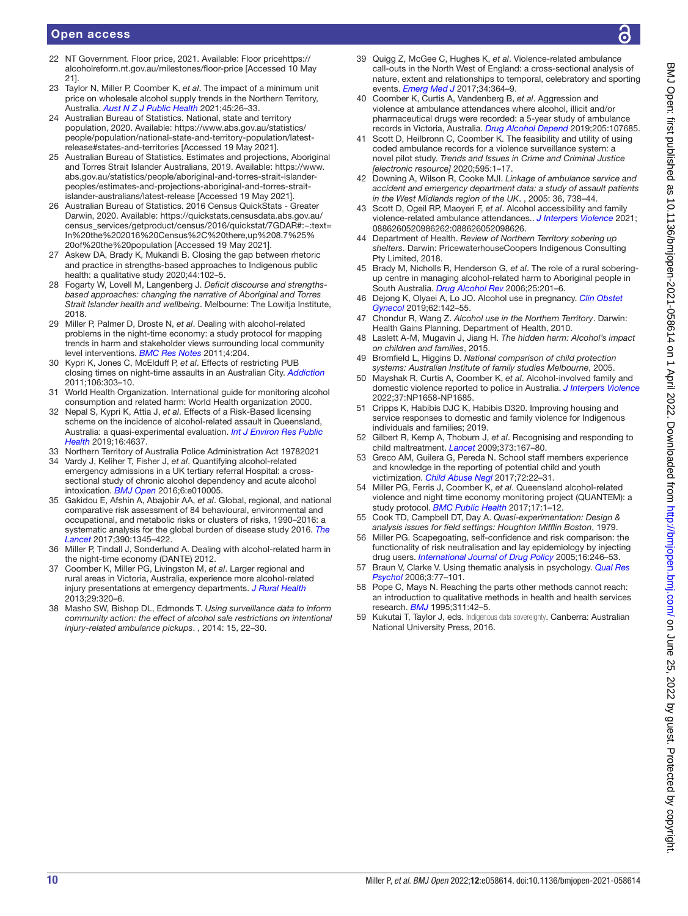22. NT Government. Floor price, 2021. Available: Floor pricehttps://alcoholreform.nt.gov.au/milestones/floor-price [Accessed 10 May 21].
23. Taylor N, Miller P, Coomber K, *et al*. The impact of a minimum unit price on wholesale alcohol supply trends in the Northern Territory, Australia. *Aust N Z J Public Health* 2021;45:26–33.
24. Australian Bureau of Statistics. National, state and territory population, 2020. Available: https://www.abs.gov.au/statistics/people/population/national-state-and-territory-population/latest-release#states-and-territories [Accessed 19 May 2021].
25. Australian Bureau of Statistics. Estimates and projections, Aboriginal and Torres Strait Islander Australians, 2019. Available: https://www.abs.gov.au/statistics/people/aboriginal-and-torres-strait-islander-peoples/estimates-and-projections-aboriginal-and-torres-strait-islander-australians/latest-release [Accessed 19 May 2021].
26. Australian Bureau of Statistics. 2016 Census QuickStats - Greater Darwin, 2020. Available: https://quickstats.censusdata.abs.gov.au/census_services/getproduct/census/2016/quickstat/7GDAR#:~:text=In%20the%202016%20Census%2C%20there,up%208.7%25%20of%20the%20population [Accessed 19 May 2021].
27. Askew DA, Brady K, Mukandi B. Closing the gap between rhetoric and practice in strengths-based approaches to Indigenous public health: a qualitative study 2020;44:102–5.
28. Fogarty W, Lovell M, Langenberg J. *Deficit discourse and strengths-based approaches: changing the narrative of Aboriginal and Torres Strait Islander health and wellbeing*. Melbourne: The Lowitja Institute, 2018.
29. Miller P, Palmer D, Droste N, *et al*. Dealing with alcohol-related problems in the night-time economy: a study protocol for mapping trends in harm and stakeholder views surrounding local community level interventions. *BMC Res Notes* 2011;4:204.
30. Kypri K, Jones C, McElduff P, *et al*. Effects of restricting PUB closing times on night-time assaults in an Australian City. *Addiction* 2011;106:303–10.
31. World Health Organization. International guide for monitoring alcohol consumption and related harm: World Health organization 2000.
32. Nepal S, Kypri K, Attia J, *et al*. Effects of a Risk-Based licensing scheme on the incidence of alcohol-related assault in Queensland, Australia: a quasi-experimental evaluation. *Int J Environ Res Public Health* 2019;16:4637.
33. Northern Territory of Australia Police Administration Act 19782021
34. Vardy J, Keliher T, Fisher J, *et al*. Quantifying alcohol-related emergency admissions in a UK tertiary referral Hospital: a cross-sectional study of chronic alcohol dependency and acute alcohol intoxication. *BMJ Open* 2016;6:e010005.
35. Gakidou E, Afshin A, Abajobir AA, *et al*. Global, regional, and national comparative risk assessment of 84 behavioural, environmental and occupational, and metabolic risks or clusters of risks, 1990–2016: a systematic analysis for the global burden of disease study 2016. *The Lancet* 2017;390:1345–422.
36. Miller P, Tindall J, Sonderlund A. Dealing with alcohol-related harm in the night-time economy (DANTE) 2012.
37. Coomber K, Miller PG, Livingston M, *et al*. Larger regional and rural areas in Victoria, Australia, experience more alcohol-related injury presentations at emergency departments. *J Rural Health* 2013;29:320–6.
38. Masho SW, Bishop DL, Edmonds T. *Using surveillance data to inform community action: the effect of alcohol sale restrictions on intentional injury-related ambulance pickups*. , 2014: 15, 22–30.
39. Quigg Z, McGee C, Hughes K, *et al*. Violence-related ambulance call-outs in the North West of England: a cross-sectional analysis of nature, extent and relationships to temporal, celebratory and sporting events. *Emerg Med J* 2017;34:364–9.
40. Coomber K, Curtis A, Vandenberg B, *et al*. Aggression and violence at ambulance attendances where alcohol, illicit and/or pharmaceutical drugs were recorded: a 5-year study of ambulance records in Victoria, Australia. *Drug Alcohol Depend* 2019;205:107685.
41. Scott D, Heilbronn C, Coomber K. The feasibility and utility of using coded ambulance records for a violence surveillance system: a novel pilot study. *Trends and Issues in Crime and Criminal Justice [electronic resource]* 2020;595:1–17.
42. Downing A, Wilson R, Cooke MJI. *Linkage of ambulance service and accident and emergency department data: a study of assault patients in the West Midlands region of the UK*. , 2005: 36, 738–44.
43. Scott D, Ogeil RP, Maoyeri F, *et al*. Alcohol accessibility and family violence-related ambulance attendances.. *J Interpers Violence* 2021; 0886260520986262:088626052098626.
44. Department of Health. *Review of Northern Territory sobering up shelters*. Darwin: PricewaterhouseCoopers Indigenous Consulting Pty Limited, 2018.
45. Brady M, Nicholls R, Henderson G, *et al*. The role of a rural sobering-up centre in managing alcohol-related harm to Aboriginal people in South Australia. *Drug Alcohol Rev* 2006;25:201–6.
46. Dejong K, Olyaei A, Lo JO. Alcohol use in pregnancy. *Clin Obstet Gynecol* 2019;62:142–55.
47. Chondur R, Wang Z. *Alcohol use in the Northern Territory*. Darwin: Health Gains Planning, Department of Health, 2010.
48. Laslett A-M, Mugavin J, Jiang H. *The hidden harm: Alcohol's impact on children and families*, 2015.
49. Bromfield L, Higgins D. *National comparison of child protection systems: Australian Institute of family studies Melbourne*, 2005.
50. Mayshak R, Curtis A, Coomber K, *et al*. Alcohol-involved family and domestic violence reported to police in Australia. *J Interpers Violence* 2022;37:NP1658-NP1685.
51. Cripps K, Habibis DJC K, Habibis D320. Improving housing and service responses to domestic and family violence for Indigenous individuals and families; 2019.
52. Gilbert R, Kemp A, Thoburn J, *et al*. Recognising and responding to child maltreatment. *Lancet* 2009;373:167–80.
53. Greco AM, Guilera G, Pereda N. School staff members experience and knowledge in the reporting of potential child and youth victimization. *Child Abuse Negl* 2017;72:22–31.
54. Miller PG, Ferris J, Coomber K, *et al*. Queensland alcohol-related violence and night time economy monitoring project (QUANTEM): a study protocol. *BMC Public Health* 2017;17:1–12.
55. Cook TD, Campbell DT, Day A. *Quasi-experimentation: Design & analysis issues for field settings: Houghton Mifflin Boston*, 1979.
56. Miller PG. Scapegoating, self-confidence and risk comparison: the functionality of risk neutralisation and lay epidemiology by injecting drug users. *International Journal of Drug Policy* 2005;16:246–53.
57. Braun V, Clarke V. Using thematic analysis in psychology. *Qual Res Psychol* 2006;3:77–101.
58. Pope C, Mays N. Reaching the parts other methods cannot reach: an introduction to qualitative methods in health and health services research. *BMJ* 1995;311:42–5.
59. Kukutai T, Taylor J, eds. Indigenous data sovereignty. Canberra: Australian National University Press, 2016.